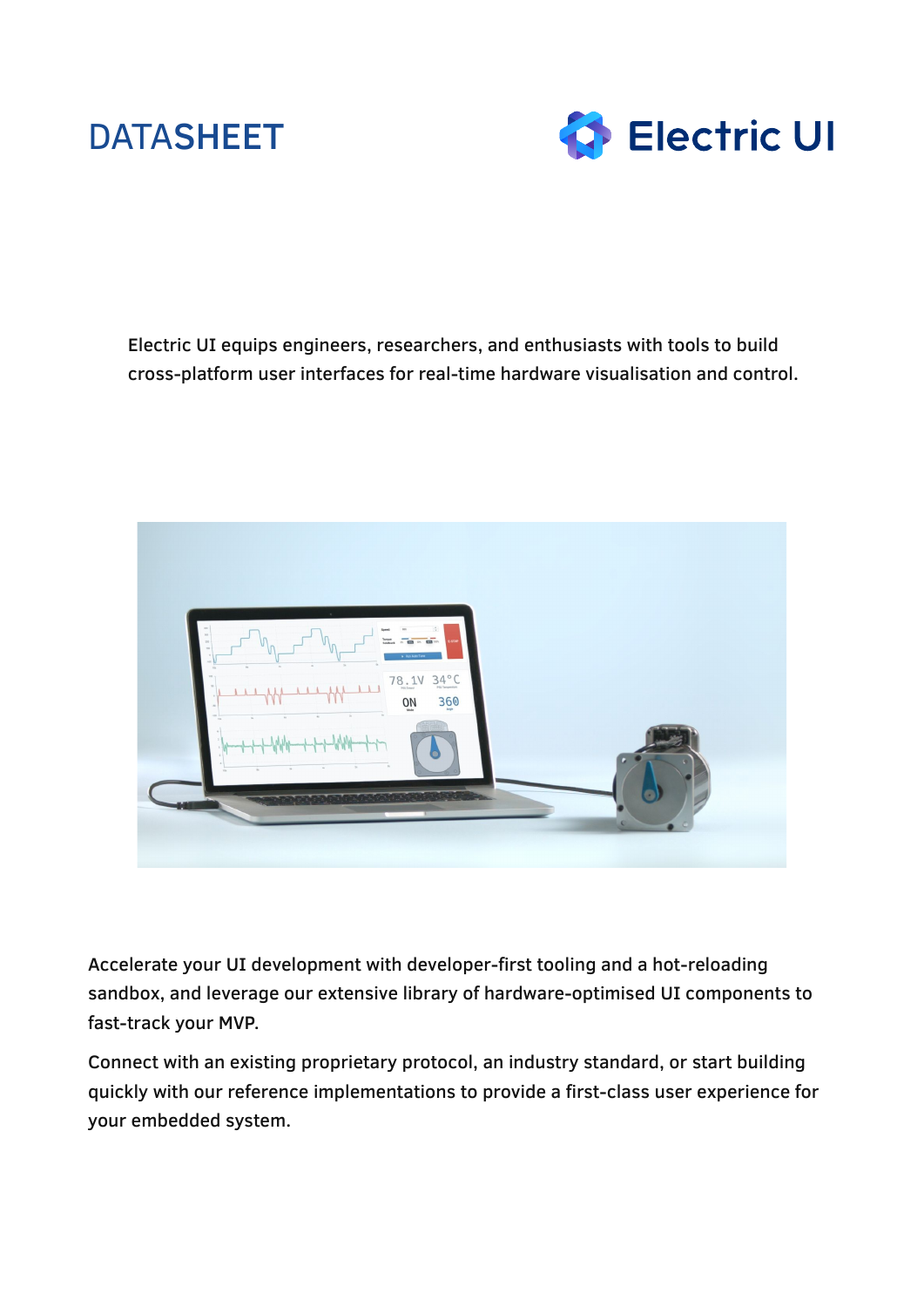# DATASHEET

Electric UI

Electric UI equips engineers, researchers, and enthusiasts with tools to build cross-platform user interfaces for real-time hardware visualisation and control.

Accelerate your UI development with developer-first tooling and a hot-reloading sandbox, and leverage our extensive library of hardware-optimised UI components to fast-track your MVP.

Connect with an existing proprietary protocol, an industry standard, or start building quickly with our reference implementations to provide a first-class user experience for your embedded system.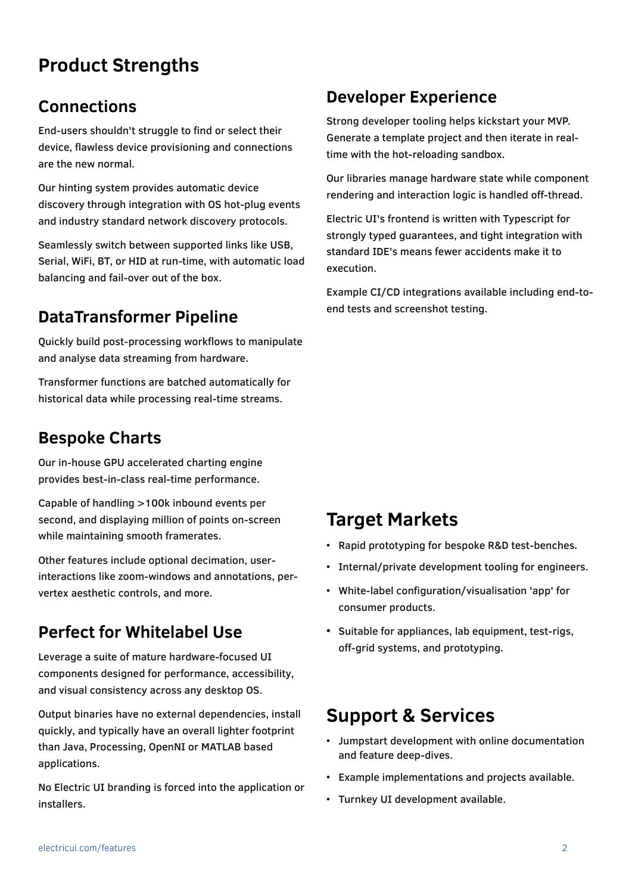# Product Strengths

## Connections

End-users shouldn't struggle to find or select their device, flawless device provisioning and connections are the new normal.

Our hinting system provides automatic device discovery through integration with OS hot-plug events and industry standard network discovery protocols.

Seamlessly switch between supported links like USB, Serial, WiFi, BT, or HID at run-time, with automatic load balancing and fail-over out of the box.

## DataTransformer Pipeline

Quickly build post-processing workflows to manipulate and analyse data streaming from hardware.

Transformer functions are batched automatically for historical data while processing real-time streams.

## Bespoke Charts

Our in-house GPU accelerated charting engine provides best-in-class real-time performance.

Capable of handling >100k inbound events per second, and displaying million of points on-screen while maintaining smooth framerates.

Other features include optional decimation, user-interactions like zoom-windows and annotations, per-vertex aesthetic controls, and more.

## Perfect for Whitelabel Use

Leverage a suite of mature hardware-focused UI components designed for performance, accessibility, and visual consistency across any desktop OS.

Output binaries have no external dependencies, install quickly, and typically have an overall lighter footprint than Java, Processing, OpenNI or MATLAB based applications.

No Electric UI branding is forced into the application or installers.

## Developer Experience

Strong developer tooling helps kickstart your MVP. Generate a template project and then iterate in real-time with the hot-reloading sandbox.

Our libraries manage hardware state while component rendering and interaction logic is handled off-thread.

Electric UI's frontend is written with Typescript for strongly typed guarantees, and tight integration with standard IDE's means fewer accidents make it to execution.

Example CI/CD integrations available including end-to-end tests and screenshot testing.

# Target Markets

- Rapid prototyping for bespoke R&D test-benches.
- Internal/private development tooling for engineers.
- White-label configuration/visualisation 'app' for consumer products.
- Suitable for appliances, lab equipment, test-rigs, off-grid systems, and prototyping.

# Support & Services

- Jumpstart development with online documentation and feature deep-dives.
- Example implementations and projects available.
- Turnkey UI development available.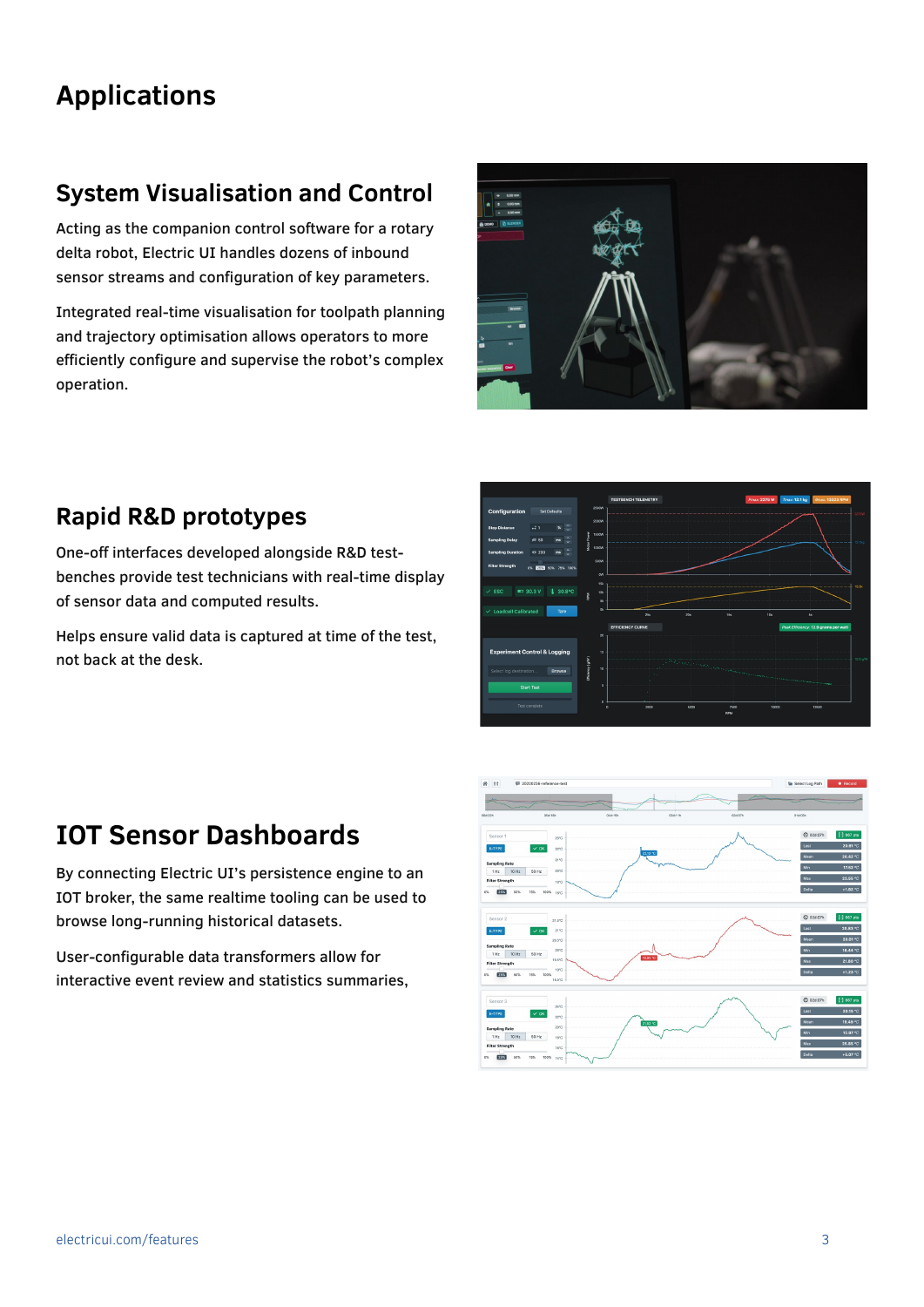# Applications

## System Visualisation and Control

Acting as the companion control software for a rotary delta robot, Electric UI handles dozens of inbound sensor streams and configuration of key parameters.

Integrated real-time visualisation for toolpath planning and trajectory optimisation allows operators to more efficiently configure and supervise the robot's complex operation.

## Rapid R&D prototypes

One-off interfaces developed alongside R&D test-benches provide test technicians with real-time display of sensor data and computed results.

Helps ensure valid data is captured at time of the test, not back at the desk.

## IOT Sensor Dashboards

By connecting Electric UI's persistence engine to an IOT broker, the same realtime tooling can be used to browse long-running historical datasets.

User-configurable data transformers allow for interactive event review and statistics summaries,

electricui.com/features